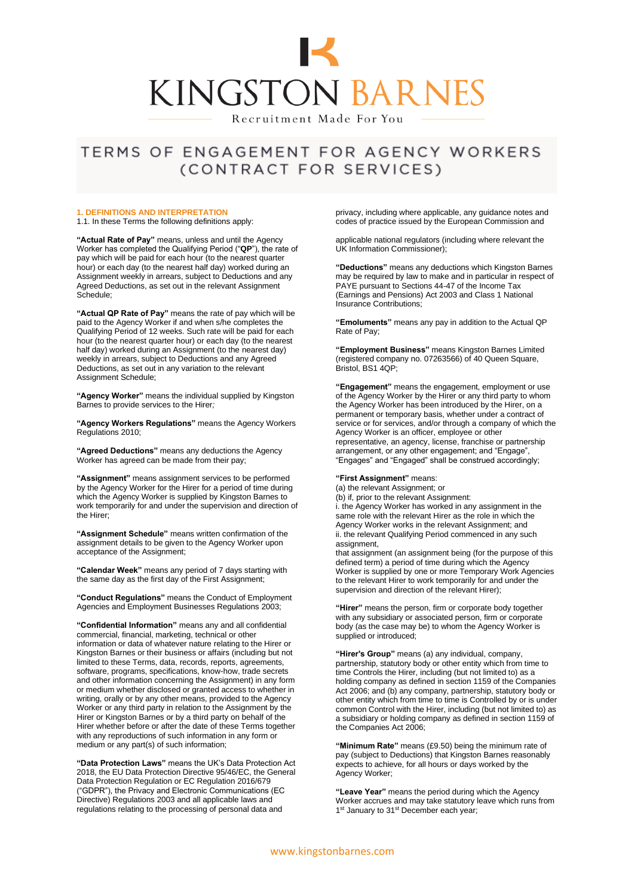KINGSTON BARNES

Recruitment Made For You

# TERMS OF ENGAGEMENT FOR AGENCY WORKERS (CONTRACT FOR SERVICES)

## 1. DEFINITIONS AND INTERPRETATION

1.1. In these Terms the following definitions apply:

**"Actual Rate of Pay"** means, unless and until the Agency Worker has completed the Qualifying Period ("**QP**"), the rate of pay which will be paid for each hour (to the nearest quarter hour) or each day (to the nearest half day) worked during an Assignment weekly in arrears, subject to Deductions and any Agreed Deductions, as set out in the relevant Assignment Schedule;

**"Actual QP Rate of Pay"** means the rate of pay which will be paid to the Agency Worker if and when s/he completes the Qualifying Period of 12 weeks. Such rate will be paid for each hour (to the nearest quarter hour) or each day (to the nearest half day) worked during an Assignment (to the nearest day) weekly in arrears, subject to Deductions and any Agreed Deductions, as set out in any variation to the relevant Assignment Schedule;

**"Agency Worker"** means the individual supplied by Kingston Barnes to provide services to the Hirer*;*

**"Agency Workers Regulations"** means the Agency Workers Regulations 2010;

**"Agreed Deductions"** means any deductions the Agency Worker has agreed can be made from their pay;

**"Assignment"** means assignment services to be performed by the Agency Worker for the Hirer for a period of time during which the Agency Worker is supplied by Kingston Barnes to work temporarily for and under the supervision and direction of the Hirer;

**"Assignment Schedule"** means written confirmation of the assignment details to be given to the Agency Worker upon acceptance of the Assignment;

**"Calendar Week"** means any period of 7 days starting with the same day as the first day of the First Assignment;

**"Conduct Regulations"** means the Conduct of Employment Agencies and Employment Businesses Regulations 2003;

**"Confidential Information"** means any and all confidential commercial, financial, marketing, technical or other information or data of whatever nature relating to the Hirer or Kingston Barnes or their business or affairs (including but not limited to these Terms, data, records, reports, agreements, software, programs, specifications, know-how, trade secrets and other information concerning the Assignment) in any form or medium whether disclosed or granted access to whether in writing, orally or by any other means, provided to the Agency Worker or any third party in relation to the Assignment by the Hirer or Kingston Barnes or by a third party on behalf of the Hirer whether before or after the date of these Terms together with any reproductions of such information in any form or medium or any part(s) of such information;

**"Data Protection Laws"** means the UK's Data Protection Act 2018, the EU Data Protection Directive 95/46/EC, the General Data Protection Regulation or EC Regulation 2016/679 ("GDPR"), the Privacy and Electronic Communications (EC Directive) Regulations 2003 and all applicable laws and regulations relating to the processing of personal data and privacy, including where applicable, any guidance notes and codes of practice issued by the European Commission and applicable national regulators (including where relevant the UK Information Commissioner);

**"Deductions"** means any deductions which Kingston Barnes may be required by law to make and in particular in respect of PAYE pursuant to Sections 44-47 of the Income Tax (Earnings and Pensions) Act 2003 and Class 1 National Insurance Contributions;

**"Emoluments"** means any pay in addition to the Actual QP Rate of Pay;

**"Employment Business"** means Kingston Barnes Limited (registered company no. 07263566) of 40 Queen Square, Bristol, BS1 4QP;

**"Engagement"** means the engagement, employment or use of the Agency Worker by the Hirer or any third party to whom the Agency Worker has been introduced by the Hirer, on a permanent or temporary basis, whether under a contract of service or for services, and/or through a company of which the Agency Worker is an officer, employee or other representative, an agency, license, franchise or partnership arrangement, or any other engagement; and "Engage", "Engages" and "Engaged" shall be construed accordingly;

**"First Assignment"** means:
(a) the relevant Assignment; or
(b) if, prior to the relevant Assignment:
i. the Agency Worker has worked in any assignment in the same role with the relevant Hirer as the role in which the Agency Worker works in the relevant Assignment; and
ii. the relevant Qualifying Period commenced in any such assignment,
that assignment (an assignment being (for the purpose of this defined term) a period of time during which the Agency Worker is supplied by one or more Temporary Work Agencies to the relevant Hirer to work temporarily for and under the supervision and direction of the relevant Hirer);

**"Hirer"** means the person, firm or corporate body together with any subsidiary or associated person, firm or corporate body (as the case may be) to whom the Agency Worker is supplied or introduced;

**"Hirer's Group"** means (a) any individual, company, partnership, statutory body or other entity which from time to time Controls the Hirer, including (but not limited to) as a holding company as defined in section 1159 of the Companies Act 2006; and (b) any company, partnership, statutory body or other entity which from time to time is Controlled by or is under common Control with the Hirer, including (but not limited to) as a subsidiary or holding company as defined in section 1159 of the Companies Act 2006;

**"Minimum Rate"** means (£9.50) being the minimum rate of pay (subject to Deductions) that Kingston Barnes reasonably expects to achieve, for all hours or days worked by the Agency Worker;

**"Leave Year"** means the period during which the Agency Worker accrues and may take statutory leave which runs from 1st January to 31st December each year;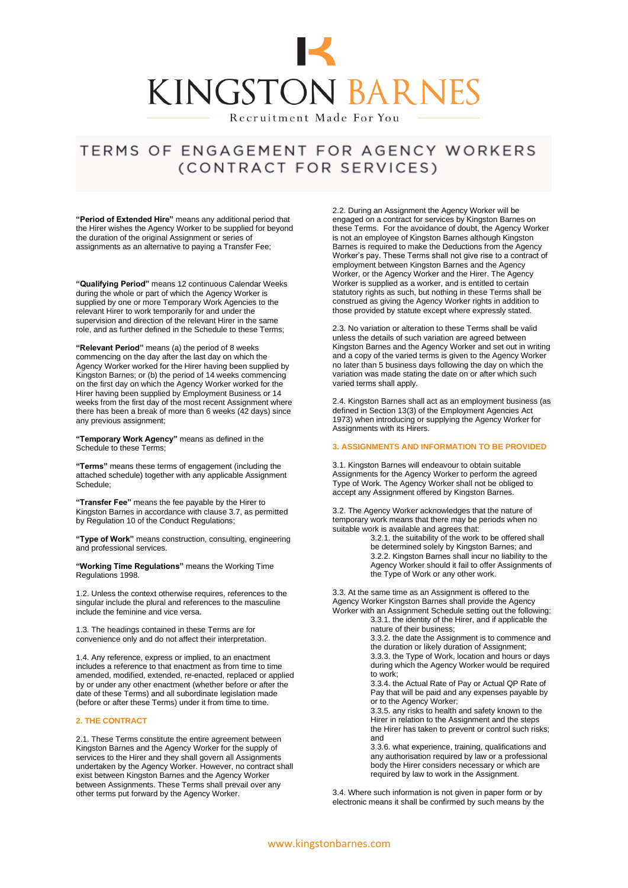# TERMS OF ENGAGEMENT FOR AGENCY WORKERS (CONTRACT FOR SERVICES)

**"Period of Extended Hire"** means any additional period that the Hirer wishes the Agency Worker to be supplied for beyond the duration of the original Assignment or series of assignments as an alternative to paying a Transfer Fee;

**"Qualifying Period"** means 12 continuous Calendar Weeks during the whole or part of which the Agency Worker is supplied by one or more Temporary Work Agencies to the relevant Hirer to work temporarily for and under the supervision and direction of the relevant Hirer in the same role, and as further defined in the Schedule to these Terms;

**"Relevant Period"** means (a) the period of 8 weeks commencing on the day after the last day on which the Agency Worker worked for the Hirer having been supplied by Kingston Barnes; or (b) the period of 14 weeks commencing on the first day on which the Agency Worker worked for the Hirer having been supplied by Employment Business or 14 weeks from the first day of the most recent Assignment where there has been a break of more than 6 weeks (42 days) since any previous assignment;

**"Temporary Work Agency"** means as defined in the Schedule to these Terms;

**"Terms"** means these terms of engagement (including the attached schedule) together with any applicable Assignment Schedule;

**"Transfer Fee"** means the fee payable by the Hirer to Kingston Barnes in accordance with clause 3.7, as permitted by Regulation 10 of the Conduct Regulations;

**"Type of Work"** means construction, consulting, engineering and professional services.

**"Working Time Regulations"** means the Working Time Regulations 1998.

1.2. Unless the context otherwise requires, references to the singular include the plural and references to the masculine include the feminine and vice versa.

1.3. The headings contained in these Terms are for convenience only and do not affect their interpretation.

1.4. Any reference, express or implied, to an enactment includes a reference to that enactment as from time to time amended, modified, extended, re-enacted, replaced or applied by or under any other enactment (whether before or after the date of these Terms) and all subordinate legislation made (before or after these Terms) under it from time to time.

## 2. THE CONTRACT

2.1. These Terms constitute the entire agreement between Kingston Barnes and the Agency Worker for the supply of services to the Hirer and they shall govern all Assignments undertaken by the Agency Worker. However, no contract shall exist between Kingston Barnes and the Agency Worker between Assignments. These Terms shall prevail over any other terms put forward by the Agency Worker.

2.2. During an Assignment the Agency Worker will be engaged on a contract for services by Kingston Barnes on these Terms. For the avoidance of doubt, the Agency Worker is not an employee of Kingston Barnes although Kingston Barnes is required to make the Deductions from the Agency Worker's pay. These Terms shall not give rise to a contract of employment between Kingston Barnes and the Agency Worker, or the Agency Worker and the Hirer. The Agency Worker is supplied as a worker, and is entitled to certain statutory rights as such, but nothing in these Terms shall be construed as giving the Agency Worker rights in addition to those provided by statute except where expressly stated.

2.3. No variation or alteration to these Terms shall be valid unless the details of such variation are agreed between Kingston Barnes and the Agency Worker and set out in writing and a copy of the varied terms is given to the Agency Worker no later than 5 business days following the day on which the variation was made stating the date on or after which such varied terms shall apply.

2.4. Kingston Barnes shall act as an employment business (as defined in Section 13(3) of the Employment Agencies Act 1973) when introducing or supplying the Agency Worker for Assignments with its Hirers.

## 3. ASSIGNMENTS AND INFORMATION TO BE PROVIDED

3.1. Kingston Barnes will endeavour to obtain suitable Assignments for the Agency Worker to perform the agreed Type of Work. The Agency Worker shall not be obliged to accept any Assignment offered by Kingston Barnes.

3.2. The Agency Worker acknowledges that the nature of temporary work means that there may be periods when no suitable work is available and agrees that:

- 3.2.1. the suitability of the work to be offered shall be determined solely by Kingston Barnes; and
- 3.2.2. Kingston Barnes shall incur no liability to the Agency Worker should it fail to offer Assignments of the Type of Work or any other work.

3.3. At the same time as an Assignment is offered to the Agency Worker Kingston Barnes shall provide the Agency Worker with an Assignment Schedule setting out the following:

- 3.3.1. the identity of the Hirer, and if applicable the nature of their business;
- 3.3.2. the date the Assignment is to commence and the duration or likely duration of Assignment;
- 3.3.3. the Type of Work, location and hours or days during which the Agency Worker would be required to work;
- 3.3.4. the Actual Rate of Pay or Actual QP Rate of Pay that will be paid and any expenses payable by or to the Agency Worker;
- 3.3.5. any risks to health and safety known to the Hirer in relation to the Assignment and the steps the Hirer has taken to prevent or control such risks; and
- 3.3.6. what experience, training, qualifications and any authorisation required by law or a professional body the Hirer considers necessary or which are required by law to work in the Assignment.

3.4. Where such information is not given in paper form or by electronic means it shall be confirmed by such means by the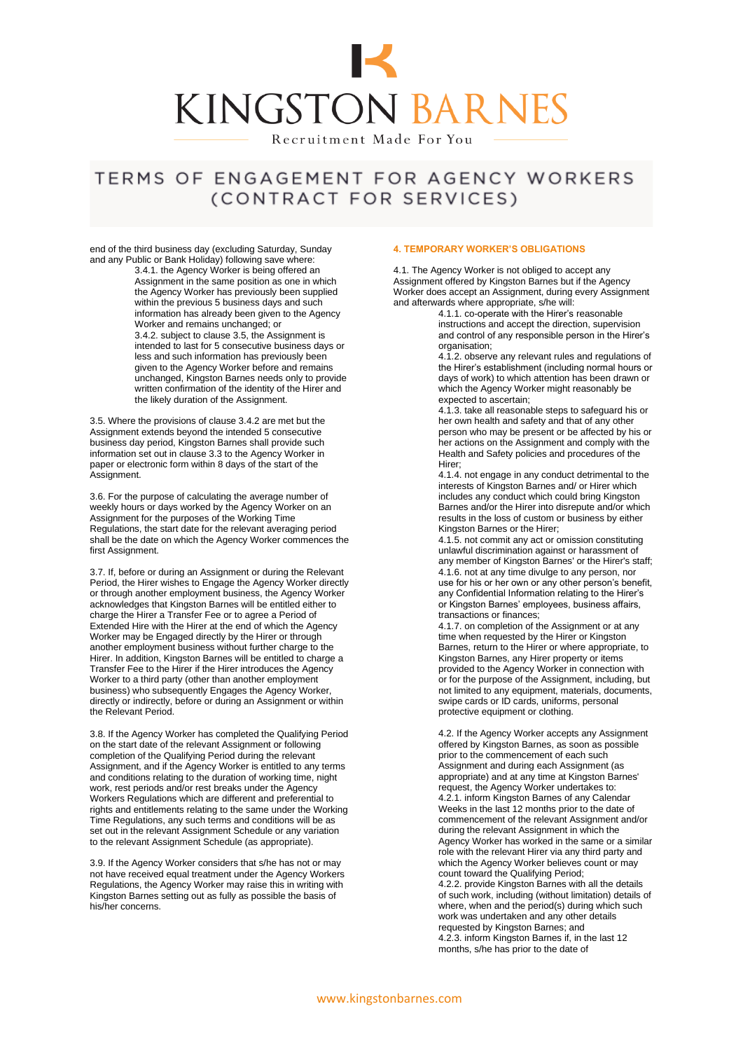end of the third business day (excluding Saturday, Sunday and any Public or Bank Holiday) following save where:

3.4.1. the Agency Worker is being offered an Assignment in the same position as one in which the Agency Worker has previously been supplied within the previous 5 business days and such information has already been given to the Agency Worker and remains unchanged; or

3.4.2. subject to clause 3.5, the Assignment is intended to last for 5 consecutive business days or less and such information has previously been given to the Agency Worker before and remains unchanged, Kingston Barnes needs only to provide written confirmation of the identity of the Hirer and the likely duration of the Assignment.

3.5. Where the provisions of clause 3.4.2 are met but the Assignment extends beyond the intended 5 consecutive business day period, Kingston Barnes shall provide such information set out in clause 3.3 to the Agency Worker in paper or electronic form within 8 days of the start of the Assignment.

3.6. For the purpose of calculating the average number of weekly hours or days worked by the Agency Worker on an Assignment for the purposes of the Working Time Regulations, the start date for the relevant averaging period shall be the date on which the Agency Worker commences the first Assignment.

3.7. If, before or during an Assignment or during the Relevant Period, the Hirer wishes to Engage the Agency Worker directly or through another employment business, the Agency Worker acknowledges that Kingston Barnes will be entitled either to charge the Hirer a Transfer Fee or to agree a Period of Extended Hire with the Hirer at the end of which the Agency Worker may be Engaged directly by the Hirer or through another employment business without further charge to the Hirer. In addition, Kingston Barnes will be entitled to charge a Transfer Fee to the Hirer if the Hirer introduces the Agency Worker to a third party (other than another employment business) who subsequently Engages the Agency Worker, directly or indirectly, before or during an Assignment or within the Relevant Period.

3.8. If the Agency Worker has completed the Qualifying Period on the start date of the relevant Assignment or following completion of the Qualifying Period during the relevant Assignment, and if the Agency Worker is entitled to any terms and conditions relating to the duration of working time, night work, rest periods and/or rest breaks under the Agency Workers Regulations which are different and preferential to rights and entitlements relating to the same under the Working Time Regulations, any such terms and conditions will be as set out in the relevant Assignment Schedule or any variation to the relevant Assignment Schedule (as appropriate).

3.9. If the Agency Worker considers that s/he has not or may not have received equal treatment under the Agency Workers Regulations, the Agency Worker may raise this in writing with Kingston Barnes setting out as fully as possible the basis of his/her concerns.

## 4. TEMPORARY WORKER'S OBLIGATIONS

4.1. The Agency Worker is not obliged to accept any Assignment offered by Kingston Barnes but if the Agency Worker does accept an Assignment, during every Assignment and afterwards where appropriate, s/he will:

4.1.1. co-operate with the Hirer's reasonable instructions and accept the direction, supervision and control of any responsible person in the Hirer's organisation;

4.1.2. observe any relevant rules and regulations of the Hirer's establishment (including normal hours or days of work) to which attention has been drawn or which the Agency Worker might reasonably be expected to ascertain;

4.1.3. take all reasonable steps to safeguard his or her own health and safety and that of any other person who may be present or be affected by his or her actions on the Assignment and comply with the Health and Safety policies and procedures of the Hirer;

4.1.4. not engage in any conduct detrimental to the interests of Kingston Barnes and/ or Hirer which includes any conduct which could bring Kingston Barnes and/or the Hirer into disrepute and/or which results in the loss of custom or business by either Kingston Barnes or the Hirer;

4.1.5. not commit any act or omission constituting unlawful discrimination against or harassment of any member of Kingston Barnes' or the Hirer's staff;

4.1.6. not at any time divulge to any person, nor use for his or her own or any other person's benefit, any Confidential Information relating to the Hirer's or Kingston Barnes' employees, business affairs, transactions or finances;

4.1.7. on completion of the Assignment or at any time when requested by the Hirer or Kingston Barnes, return to the Hirer or where appropriate, to Kingston Barnes, any Hirer property or items provided to the Agency Worker in connection with or for the purpose of the Assignment, including, but not limited to any equipment, materials, documents, swipe cards or ID cards, uniforms, personal protective equipment or clothing.

4.2. If the Agency Worker accepts any Assignment offered by Kingston Barnes, as soon as possible prior to the commencement of each such Assignment and during each Assignment (as appropriate) and at any time at Kingston Barnes' request, the Agency Worker undertakes to:

4.2.1. inform Kingston Barnes of any Calendar Weeks in the last 12 months prior to the date of commencement of the relevant Assignment and/or during the relevant Assignment in which the Agency Worker has worked in the same or a similar role with the relevant Hirer via any third party and which the Agency Worker believes count or may count toward the Qualifying Period;

4.2.2. provide Kingston Barnes with all the details of such work, including (without limitation) details of where, when and the period(s) during which such work was undertaken and any other details requested by Kingston Barnes; and

4.2.3. inform Kingston Barnes if, in the last 12 months, s/he has prior to the date of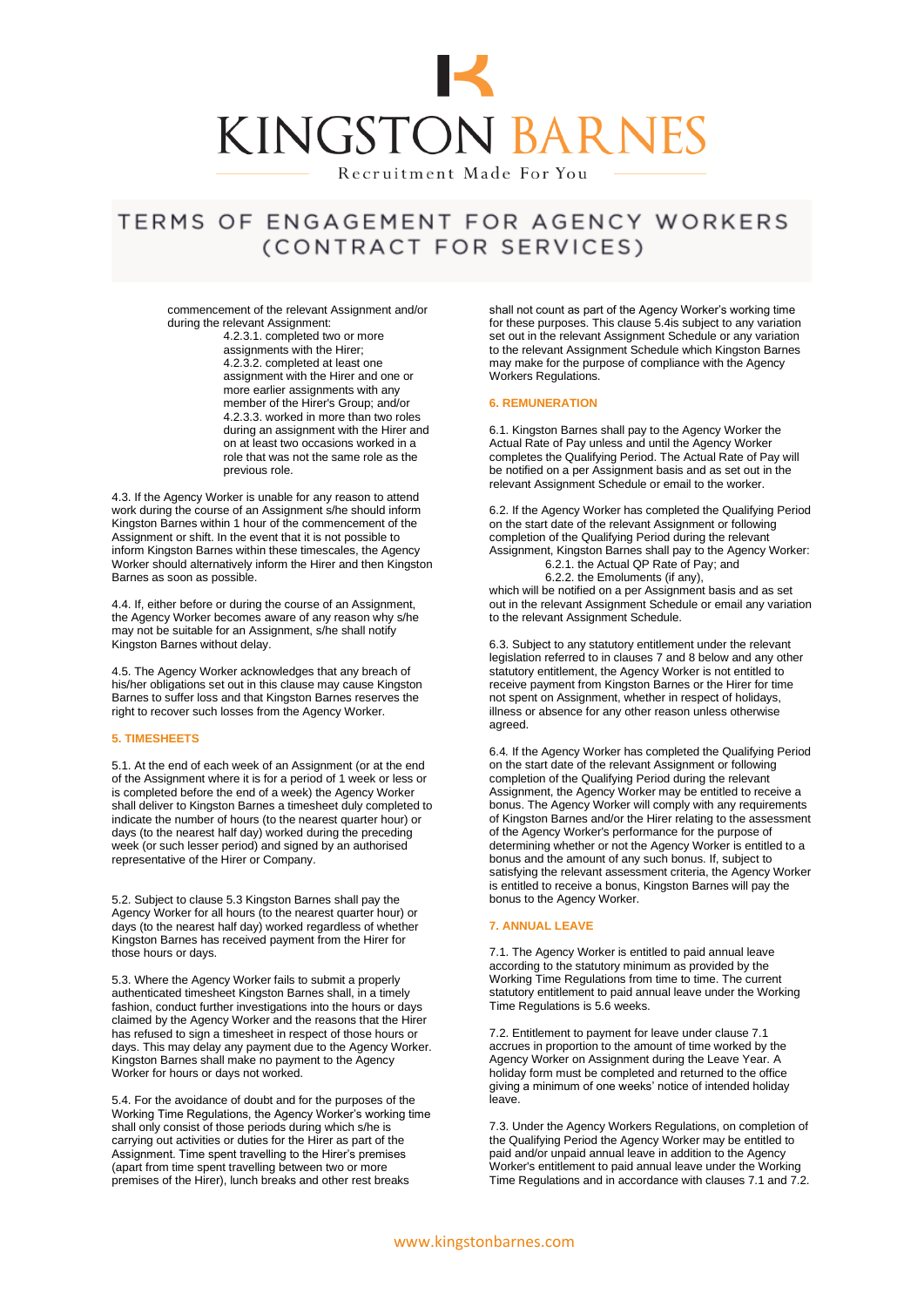commencement of the relevant Assignment and/or during the relevant Assignment:

4.2.3.1. completed two or more assignments with the Hirer;
4.2.3.2. completed at least one assignment with the Hirer and one or more earlier assignments with any member of the Hirer's Group; and/or
4.2.3.3. worked in more than two roles during an assignment with the Hirer and on at least two occasions worked in a role that was not the same role as the previous role.

4.3. If the Agency Worker is unable for any reason to attend work during the course of an Assignment s/he should inform Kingston Barnes within 1 hour of the commencement of the Assignment or shift. In the event that it is not possible to inform Kingston Barnes within these timescales, the Agency Worker should alternatively inform the Hirer and then Kingston Barnes as soon as possible.

4.4. If, either before or during the course of an Assignment, the Agency Worker becomes aware of any reason why s/he may not be suitable for an Assignment, s/he shall notify Kingston Barnes without delay.

4.5. The Agency Worker acknowledges that any breach of his/her obligations set out in this clause may cause Kingston Barnes to suffer loss and that Kingston Barnes reserves the right to recover such losses from the Agency Worker.

## 5. TIMESHEETS

5.1. At the end of each week of an Assignment (or at the end of the Assignment where it is for a period of 1 week or less or is completed before the end of a week) the Agency Worker shall deliver to Kingston Barnes a timesheet duly completed to indicate the number of hours (to the nearest quarter hour) or days (to the nearest half day) worked during the preceding week (or such lesser period) and signed by an authorised representative of the Hirer or Company.

5.2. Subject to clause 5.3 Kingston Barnes shall pay the Agency Worker for all hours (to the nearest quarter hour) or days (to the nearest half day) worked regardless of whether Kingston Barnes has received payment from the Hirer for those hours or days.

5.3. Where the Agency Worker fails to submit a properly authenticated timesheet Kingston Barnes shall, in a timely fashion, conduct further investigations into the hours or days claimed by the Agency Worker and the reasons that the Hirer has refused to sign a timesheet in respect of those hours or days. This may delay any payment due to the Agency Worker. Kingston Barnes shall make no payment to the Agency Worker for hours or days not worked.

5.4. For the avoidance of doubt and for the purposes of the Working Time Regulations, the Agency Worker's working time shall only consist of those periods during which s/he is carrying out activities or duties for the Hirer as part of the Assignment. Time spent travelling to the Hirer's premises (apart from time spent travelling between two or more premises of the Hirer), lunch breaks and other rest breaks shall not count as part of the Agency Worker's working time for these purposes. This clause 5.4is subject to any variation set out in the relevant Assignment Schedule or any variation to the relevant Assignment Schedule which Kingston Barnes may make for the purpose of compliance with the Agency Workers Regulations.

## 6. REMUNERATION

6.1. Kingston Barnes shall pay to the Agency Worker the Actual Rate of Pay unless and until the Agency Worker completes the Qualifying Period. The Actual Rate of Pay will be notified on a per Assignment basis and as set out in the relevant Assignment Schedule or email to the worker.

6.2. If the Agency Worker has completed the Qualifying Period on the start date of the relevant Assignment or following completion of the Qualifying Period during the relevant Assignment, Kingston Barnes shall pay to the Agency Worker:

6.2.1. the Actual QP Rate of Pay; and
6.2.2. the Emoluments (if any),

which will be notified on a per Assignment basis and as set out in the relevant Assignment Schedule or email any variation to the relevant Assignment Schedule.

6.3. Subject to any statutory entitlement under the relevant legislation referred to in clauses 7 and 8 below and any other statutory entitlement, the Agency Worker is not entitled to receive payment from Kingston Barnes or the Hirer for time not spent on Assignment, whether in respect of holidays, illness or absence for any other reason unless otherwise agreed.

6.4. If the Agency Worker has completed the Qualifying Period on the start date of the relevant Assignment or following completion of the Qualifying Period during the relevant Assignment, the Agency Worker may be entitled to receive a bonus. The Agency Worker will comply with any requirements of Kingston Barnes and/or the Hirer relating to the assessment of the Agency Worker's performance for the purpose of determining whether or not the Agency Worker is entitled to a bonus and the amount of any such bonus. If, subject to satisfying the relevant assessment criteria, the Agency Worker is entitled to receive a bonus, Kingston Barnes will pay the bonus to the Agency Worker.

## 7. ANNUAL LEAVE

7.1. The Agency Worker is entitled to paid annual leave according to the statutory minimum as provided by the Working Time Regulations from time to time. The current statutory entitlement to paid annual leave under the Working Time Regulations is 5.6 weeks.

7.2. Entitlement to payment for leave under clause 7.1 accrues in proportion to the amount of time worked by the Agency Worker on Assignment during the Leave Year. A holiday form must be completed and returned to the office giving a minimum of one weeks' notice of intended holiday leave.

7.3. Under the Agency Workers Regulations, on completion of the Qualifying Period the Agency Worker may be entitled to paid and/or unpaid annual leave in addition to the Agency Worker's entitlement to paid annual leave under the Working Time Regulations and in accordance with clauses 7.1 and 7.2.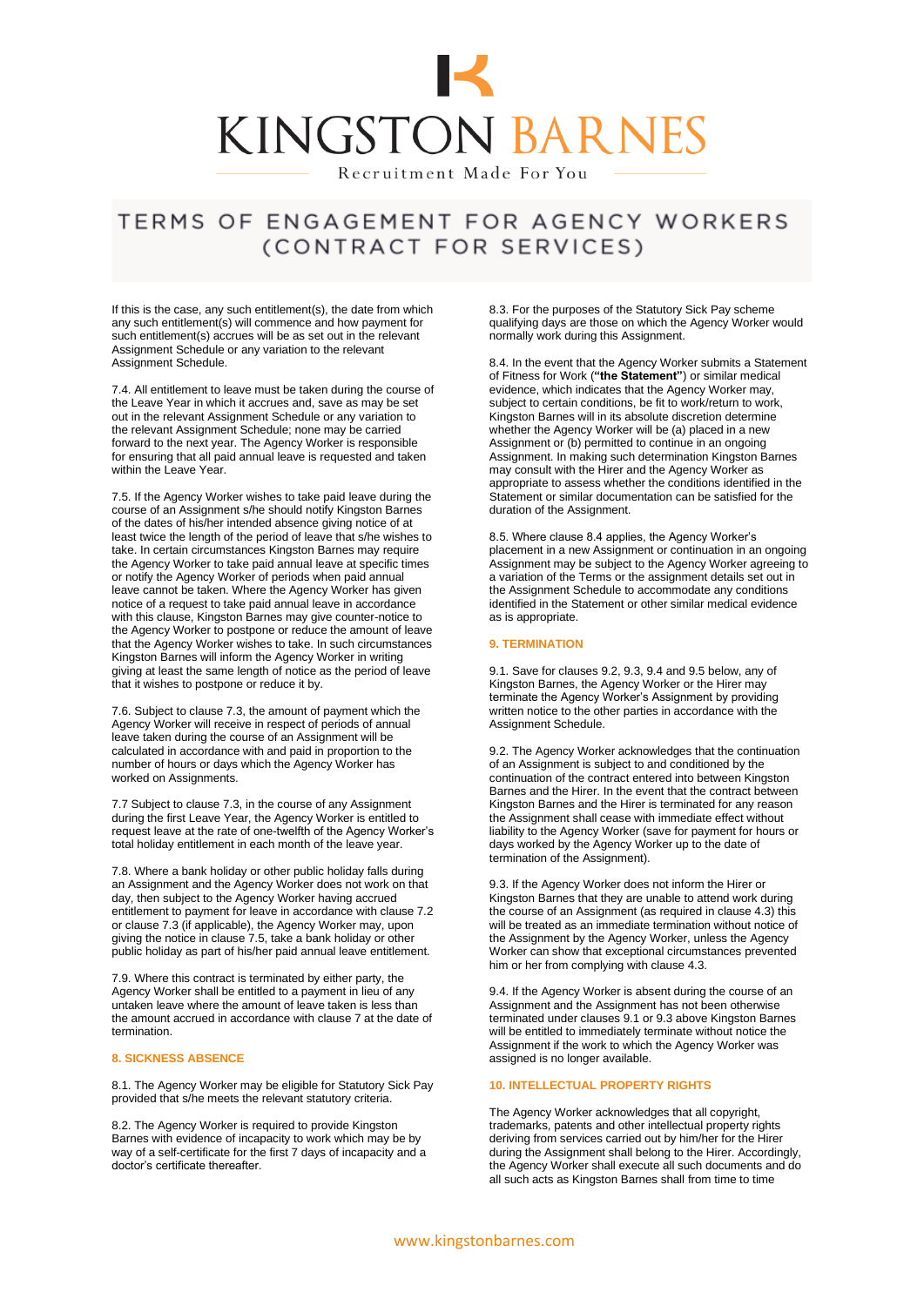# TERMS OF ENGAGEMENT FOR AGENCY WORKERS (CONTRACT FOR SERVICES)

If this is the case, any such entitlement(s), the date from which any such entitlement(s) will commence and how payment for such entitlement(s) accrues will be as set out in the relevant Assignment Schedule or any variation to the relevant Assignment Schedule.

7.4. All entitlement to leave must be taken during the course of the Leave Year in which it accrues and, save as may be set out in the relevant Assignment Schedule or any variation to the relevant Assignment Schedule; none may be carried forward to the next year. The Agency Worker is responsible for ensuring that all paid annual leave is requested and taken within the Leave Year.

7.5. If the Agency Worker wishes to take paid leave during the course of an Assignment s/he should notify Kingston Barnes of the dates of his/her intended absence giving notice of at least twice the length of the period of leave that s/he wishes to take. In certain circumstances Kingston Barnes may require the Agency Worker to take paid annual leave at specific times or notify the Agency Worker of periods when paid annual leave cannot be taken. Where the Agency Worker has given notice of a request to take paid annual leave in accordance with this clause, Kingston Barnes may give counter-notice to the Agency Worker to postpone or reduce the amount of leave that the Agency Worker wishes to take. In such circumstances Kingston Barnes will inform the Agency Worker in writing giving at least the same length of notice as the period of leave that it wishes to postpone or reduce it by.

7.6. Subject to clause 7.3, the amount of payment which the Agency Worker will receive in respect of periods of annual leave taken during the course of an Assignment will be calculated in accordance with and paid in proportion to the number of hours or days which the Agency Worker has worked on Assignments.

7.7 Subject to clause 7.3, in the course of any Assignment during the first Leave Year, the Agency Worker is entitled to request leave at the rate of one-twelfth of the Agency Worker's total holiday entitlement in each month of the leave year.

7.8. Where a bank holiday or other public holiday falls during an Assignment and the Agency Worker does not work on that day, then subject to the Agency Worker having accrued entitlement to payment for leave in accordance with clause 7.2 or clause 7.3 (if applicable), the Agency Worker may, upon giving the notice in clause 7.5, take a bank holiday or other public holiday as part of his/her paid annual leave entitlement.

7.9. Where this contract is terminated by either party, the Agency Worker shall be entitled to a payment in lieu of any untaken leave where the amount of leave taken is less than the amount accrued in accordance with clause 7 at the date of termination.

## 8. SICKNESS ABSENCE

8.1. The Agency Worker may be eligible for Statutory Sick Pay provided that s/he meets the relevant statutory criteria.

8.2. The Agency Worker is required to provide Kingston Barnes with evidence of incapacity to work which may be by way of a self-certificate for the first 7 days of incapacity and a doctor's certificate thereafter.

8.3. For the purposes of the Statutory Sick Pay scheme qualifying days are those on which the Agency Worker would normally work during this Assignment.

8.4. In the event that the Agency Worker submits a Statement of Fitness for Work (**"the Statement"**) or similar medical evidence, which indicates that the Agency Worker may, subject to certain conditions, be fit to work/return to work, Kingston Barnes will in its absolute discretion determine whether the Agency Worker will be (a) placed in a new Assignment or (b) permitted to continue in an ongoing Assignment. In making such determination Kingston Barnes may consult with the Hirer and the Agency Worker as appropriate to assess whether the conditions identified in the Statement or similar documentation can be satisfied for the duration of the Assignment.

8.5. Where clause 8.4 applies, the Agency Worker's placement in a new Assignment or continuation in an ongoing Assignment may be subject to the Agency Worker agreeing to a variation of the Terms or the assignment details set out in the Assignment Schedule to accommodate any conditions identified in the Statement or other similar medical evidence as is appropriate.

## 9. TERMINATION

9.1. Save for clauses 9.2, 9.3, 9.4 and 9.5 below, any of Kingston Barnes, the Agency Worker or the Hirer may terminate the Agency Worker's Assignment by providing written notice to the other parties in accordance with the Assignment Schedule.

9.2. The Agency Worker acknowledges that the continuation of an Assignment is subject to and conditioned by the continuation of the contract entered into between Kingston Barnes and the Hirer. In the event that the contract between Kingston Barnes and the Hirer is terminated for any reason the Assignment shall cease with immediate effect without liability to the Agency Worker (save for payment for hours or days worked by the Agency Worker up to the date of termination of the Assignment).

9.3. If the Agency Worker does not inform the Hirer or Kingston Barnes that they are unable to attend work during the course of an Assignment (as required in clause 4.3) this will be treated as an immediate termination without notice of the Assignment by the Agency Worker, unless the Agency Worker can show that exceptional circumstances prevented him or her from complying with clause 4.3.

9.4. If the Agency Worker is absent during the course of an Assignment and the Assignment has not been otherwise terminated under clauses 9.1 or 9.3 above Kingston Barnes will be entitled to immediately terminate without notice the Assignment if the work to which the Agency Worker was assigned is no longer available.

## 10. INTELLECTUAL PROPERTY RIGHTS

The Agency Worker acknowledges that all copyright, trademarks, patents and other intellectual property rights deriving from services carried out by him/her for the Hirer during the Assignment shall belong to the Hirer. Accordingly, the Agency Worker shall execute all such documents and do all such acts as Kingston Barnes shall from time to time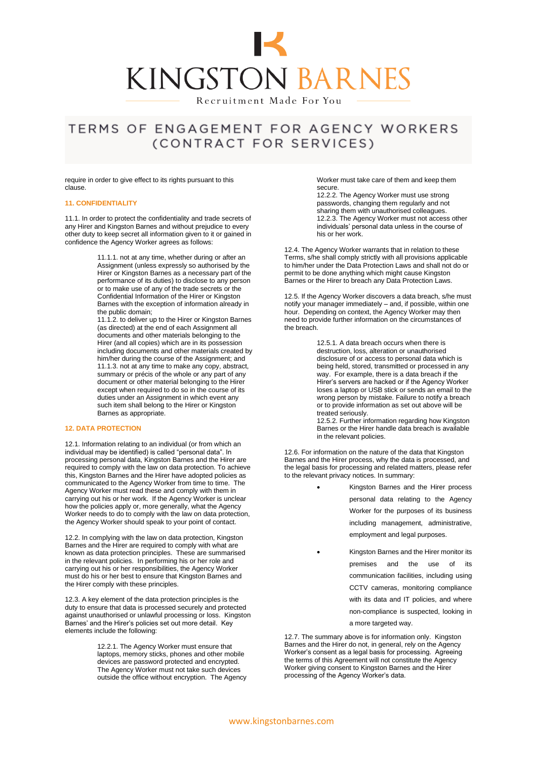require in order to give effect to its rights pursuant to this clause.

### 11. CONFIDENTIALITY

11.1. In order to protect the confidentiality and trade secrets of any Hirer and Kingston Barnes and without prejudice to every other duty to keep secret all information given to it or gained in confidence the Agency Worker agrees as follows:

> 11.1.1. not at any time, whether during or after an Assignment (unless expressly so authorised by the Hirer or Kingston Barnes as a necessary part of the performance of its duties) to disclose to any person or to make use of any of the trade secrets or the Confidential Information of the Hirer or Kingston Barnes with the exception of information already in the public domain;
>
> 11.1.2. to deliver up to the Hirer or Kingston Barnes (as directed) at the end of each Assignment all documents and other materials belonging to the Hirer (and all copies) which are in its possession including documents and other materials created by him/her during the course of the Assignment; and
>
> 11.1.3. not at any time to make any copy, abstract, summary or précis of the whole or any part of any document or other material belonging to the Hirer except when required to do so in the course of its duties under an Assignment in which event any such item shall belong to the Hirer or Kingston Barnes as appropriate.

### 12. DATA PROTECTION

12.1. Information relating to an individual (or from which an individual may be identified) is called "personal data". In processing personal data, Kingston Barnes and the Hirer are required to comply with the law on data protection. To achieve this, Kingston Barnes and the Hirer have adopted policies as communicated to the Agency Worker from time to time. The Agency Worker must read these and comply with them in carrying out his or her work. If the Agency Worker is unclear how the policies apply or, more generally, what the Agency Worker needs to do to comply with the law on data protection, the Agency Worker should speak to your point of contact.

12.2. In complying with the law on data protection, Kingston Barnes and the Hirer are required to comply with what are known as data protection principles. These are summarised in the relevant policies. In performing his or her role and carrying out his or her responsibilities, the Agency Worker must do his or her best to ensure that Kingston Barnes and the Hirer comply with these principles.

12.3. A key element of the data protection principles is the duty to ensure that data is processed securely and protected against unauthorised or unlawful processing or loss. Kingston Barnes' and the Hirer's policies set out more detail. Key elements include the following:

> 12.2.1. The Agency Worker must ensure that laptops, memory sticks, phones and other mobile devices are password protected and encrypted. The Agency Worker must not take such devices outside the office without encryption. The Agency Worker must take care of them and keep them secure.
>
> 12.2.2. The Agency Worker must use strong passwords, changing them regularly and not sharing them with unauthorised colleagues.
>
> 12.2.3. The Agency Worker must not access other individuals' personal data unless in the course of his or her work.

12.4. The Agency Worker warrants that in relation to these Terms, s/he shall comply strictly with all provisions applicable to him/her under the Data Protection Laws and shall not do or permit to be done anything which might cause Kingston Barnes or the Hirer to breach any Data Protection Laws.

12.5. If the Agency Worker discovers a data breach, s/he must notify your manager immediately – and, if possible, within one hour. Depending on context, the Agency Worker may then need to provide further information on the circumstances of the breach.

> 12.5.1. A data breach occurs when there is destruction, loss, alteration or unauthorised disclosure of or access to personal data which is being held, stored, transmitted or processed in any way. For example, there is a data breach if the Hirer's servers are hacked or if the Agency Worker loses a laptop or USB stick or sends an email to the wrong person by mistake. Failure to notify a breach or to provide information as set out above will be treated seriously.
>
> 12.5.2. Further information regarding how Kingston Barnes or the Hirer handle data breach is available in the relevant policies.

12.6. For information on the nature of the data that Kingston Barnes and the Hirer process, why the data is processed, and the legal basis for processing and related matters, please refer to the relevant privacy notices. In summary:

- Kingston Barnes and the Hirer process personal data relating to the Agency Worker for the purposes of its business including management, administrative, employment and legal purposes.
- Kingston Barnes and the Hirer monitor its premises and the use of its communication facilities, including using CCTV cameras, monitoring compliance with its data and IT policies, and where non-compliance is suspected, looking in a more targeted way.

12.7. The summary above is for information only. Kingston Barnes and the Hirer do not, in general, rely on the Agency Worker's consent as a legal basis for processing. Agreeing the terms of this Agreement will not constitute the Agency Worker giving consent to Kingston Barnes and the Hirer processing of the Agency Worker's data.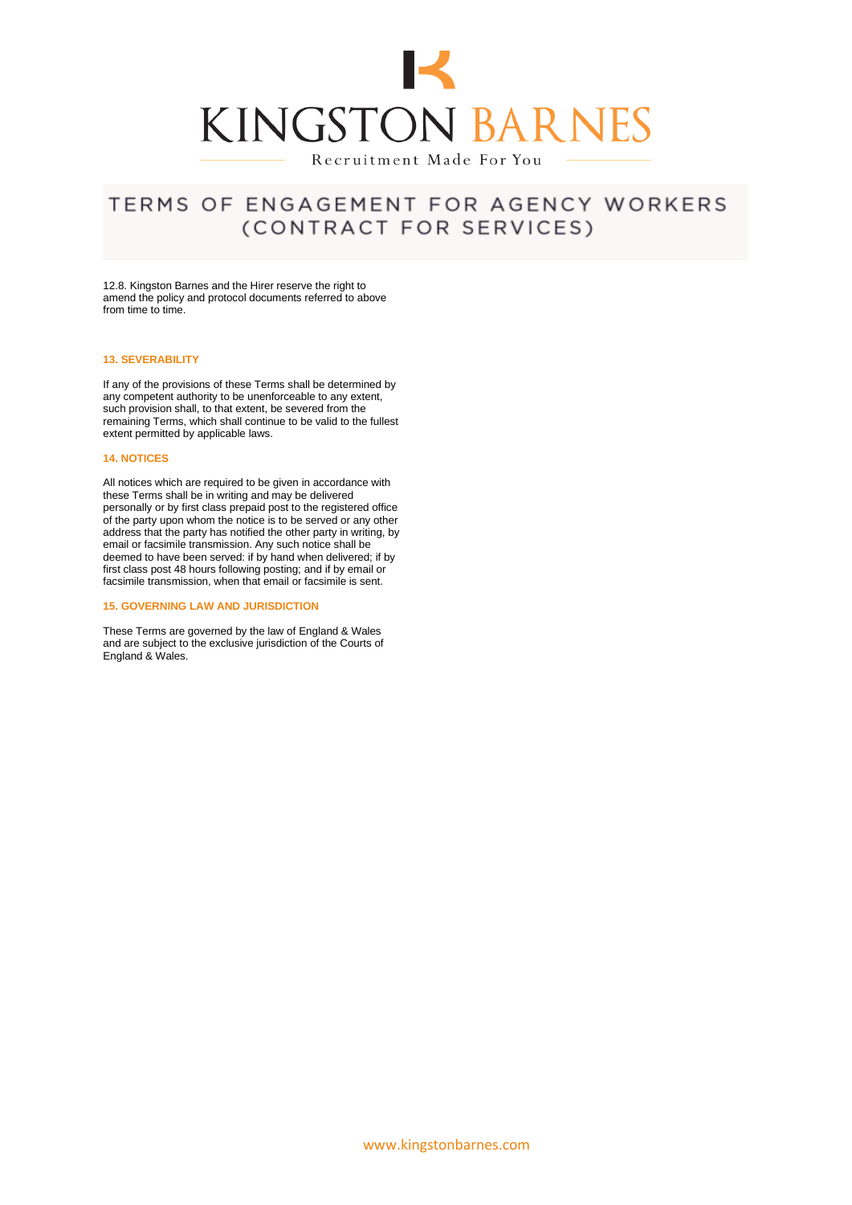12.8. Kingston Barnes and the Hirer reserve the right to amend the policy and protocol documents referred to above from time to time.

## 13. SEVERABILITY

If any of the provisions of these Terms shall be determined by any competent authority to be unenforceable to any extent, such provision shall, to that extent, be severed from the remaining Terms, which shall continue to be valid to the fullest extent permitted by applicable laws.

## 14. NOTICES

All notices which are required to be given in accordance with these Terms shall be in writing and may be delivered personally or by first class prepaid post to the registered office of the party upon whom the notice is to be served or any other address that the party has notified the other party in writing, by email or facsimile transmission. Any such notice shall be deemed to have been served: if by hand when delivered; if by first class post 48 hours following posting; and if by email or facsimile transmission, when that email or facsimile is sent.

## 15. GOVERNING LAW AND JURISDICTION

These Terms are governed by the law of England & Wales and are subject to the exclusive jurisdiction of the Courts of England & Wales.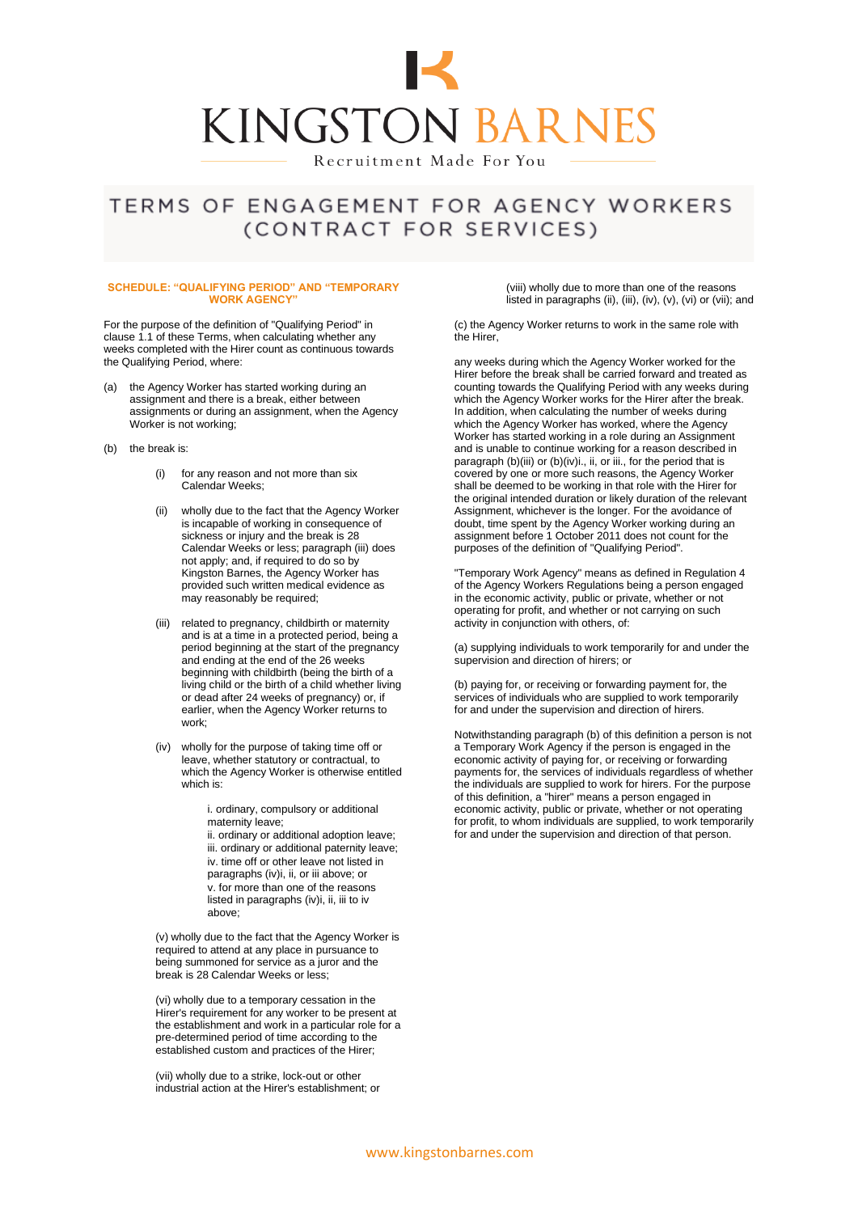# KINGSTON BARNES

Recruitment Made For You

## TERMS OF ENGAGEMENT FOR AGENCY WORKERS (CONTRACT FOR SERVICES)

**SCHEDULE: "QUALIFYING PERIOD" AND "TEMPORARY WORK AGENCY"**

For the purpose of the definition of "Qualifying Period" in clause 1.1 of these Terms, when calculating whether any weeks completed with the Hirer count as continuous towards the Qualifying Period, where:

(a) the Agency Worker has started working during an assignment and there is a break, either between assignments or during an assignment, when the Agency Worker is not working;

(b) the break is:

(i) for any reason and not more than six Calendar Weeks;

(ii) wholly due to the fact that the Agency Worker is incapable of working in consequence of sickness or injury and the break is 28 Calendar Weeks or less; paragraph (iii) does not apply; and, if required to do so by Kingston Barnes, the Agency Worker has provided such written medical evidence as may reasonably be required;

(iii) related to pregnancy, childbirth or maternity and is at a time in a protected period, being a period beginning at the start of the pregnancy and ending at the end of the 26 weeks beginning with childbirth (being the birth of a living child or the birth of a child whether living or dead after 24 weeks of pregnancy) or, if earlier, when the Agency Worker returns to work;

(iv) wholly for the purpose of taking time off or leave, whether statutory or contractual, to which the Agency Worker is otherwise entitled which is:

i. ordinary, compulsory or additional maternity leave;
ii. ordinary or additional adoption leave;
iii. ordinary or additional paternity leave;
iv. time off or other leave not listed in paragraphs (iv)i, ii, or iii above; or
v. for more than one of the reasons listed in paragraphs (iv)i, iii to iv above;

(v) wholly due to the fact that the Agency Worker is required to attend at any place in pursuance to being summoned for service as a juror and the break is 28 Calendar Weeks or less;

(vi) wholly due to a temporary cessation in the Hirer's requirement for any worker to be present at the establishment and work in a particular role for a pre-determined period of time according to the established custom and practices of the Hirer;

(vii) wholly due to a strike, lock-out or other industrial action at the Hirer's establishment; or

(viii) wholly due to more than one of the reasons listed in paragraphs (ii), (iii), (iv), (v), (vi) or (vii); and

(c) the Agency Worker returns to work in the same role with the Hirer,

any weeks during which the Agency Worker worked for the Hirer before the break shall be carried forward and treated as counting towards the Qualifying Period with any weeks during which the Agency Worker works for the Hirer after the break. In addition, when calculating the number of weeks during which the Agency Worker has worked, where the Agency Worker has started working in a role during an Assignment and is unable to continue working for a reason described in paragraph (b)(iii) or (b)(iv)i., ii, or iii., for the period that is covered by one or more such reasons, the Agency Worker shall be deemed to be working in that role with the Hirer for the original intended duration or likely duration of the relevant Assignment, whichever is the longer. For the avoidance of doubt, time spent by the Agency Worker working during an assignment before 1 October 2011 does not count for the purposes of the definition of "Qualifying Period".

"Temporary Work Agency" means as defined in Regulation 4 of the Agency Workers Regulations being a person engaged in the economic activity, public or private, whether or not operating for profit, and whether or not carrying on such activity in conjunction with others, of:

(a) supplying individuals to work temporarily for and under the supervision and direction of hirers; or

(b) paying for, or receiving or forwarding payment for, the services of individuals who are supplied to work temporarily for and under the supervision and direction of hirers.

Notwithstanding paragraph (b) of this definition a person is not a Temporary Work Agency if the person is engaged in the economic activity of paying for, or receiving or forwarding payments for, the services of individuals regardless of whether the individuals are supplied to work for hirers. For the purpose of this definition, a "hirer" means a person engaged in economic activity, public or private, whether or not operating for profit, to whom individuals are supplied, to work temporarily for and under the supervision and direction of that person.